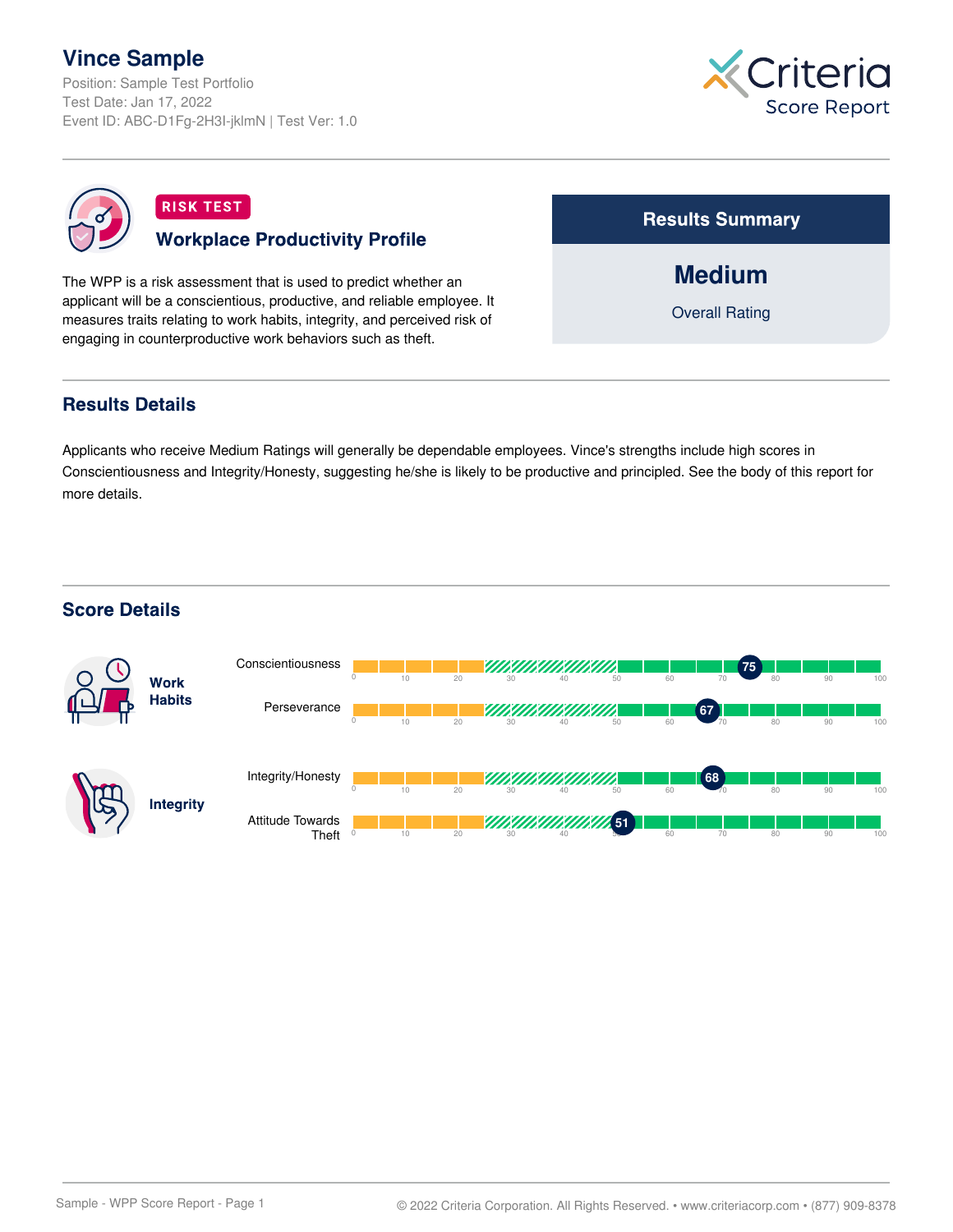# Vince Sample

Position: Sample Test Portfolio
Test Date: Jan 17, 2022
Event ID: ABC-D1Fg-2H3I-jklmN | Test Ver: 1.0

Criteria Score Report

**RISK TEST**

## Workplace Productivity Profile

The WPP is a risk assessment that is used to predict whether an applicant will be a conscientious, productive, and reliable employee. It measures traits relating to work habits, integrity, and perceived risk of engaging in counterproductive work behaviors such as theft.

### Results Summary

**Medium**

Overall Rating

## Results Details

Applicants who receive Medium Ratings will generally be dependable employees. Vince's strengths include high scores in Conscientiousness and Integrity/Honesty, suggesting he/she is likely to be productive and principled. See the body of this report for more details.

## Score Details

| Category | Trait | Score (0–100) |
| --- | --- | --- |
| **Work Habits** | Conscientiousness | 75 |
| | Perseverance | 67 |
| **Integrity** | Integrity/Honesty | 68 |
| | Attitude Towards Theft | 51 |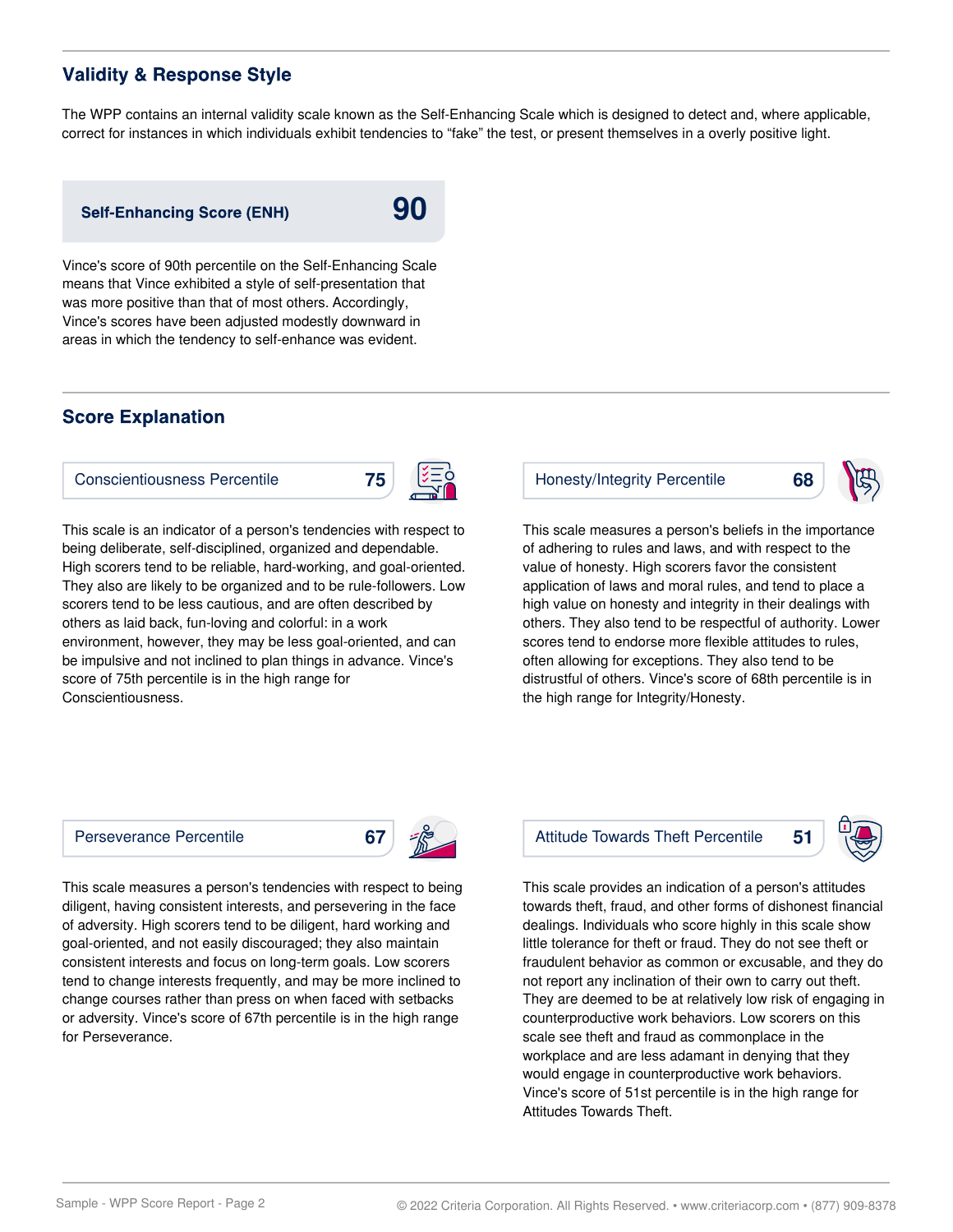## Validity & Response Style

The WPP contains an internal validity scale known as the Self-Enhancing Scale which is designed to detect and, where applicable, correct for instances in which individuals exhibit tendencies to "fake" the test, or present themselves in a overly positive light.

**Self-Enhancing Score (ENH)** **90**

Vince's score of 90th percentile on the Self-Enhancing Scale means that Vince exhibited a style of self-presentation that was more positive than that of most others. Accordingly, Vince's scores have been adjusted modestly downward in areas in which the tendency to self-enhance was evident.

## Score Explanation

### Conscientiousness Percentile **75**

This scale is an indicator of a person's tendencies with respect to being deliberate, self-disciplined, organized and dependable. High scorers tend to be reliable, hard-working, and goal-oriented. They also are likely to be organized and to be rule-followers. Low scorers tend to be less cautious, and are often described by others as laid back, fun-loving and colorful: in a work environment, however, they may be less goal-oriented, and can be impulsive and not inclined to plan things in advance. Vince's score of 75th percentile is in the high range for Conscientiousness.

### Honesty/Integrity Percentile **68**

This scale measures a person's beliefs in the importance of adhering to rules and laws, and with respect to the value of honesty. High scorers favor the consistent application of laws and moral rules, and tend to place a high value on honesty and integrity in their dealings with others. They also tend to be respectful of authority. Lower scores tend to endorse more flexible attitudes to rules, often allowing for exceptions. They also tend to be distrustful of others. Vince's score of 68th percentile is in the high range for Integrity/Honesty.

### Perseverance Percentile **67**

This scale measures a person's tendencies with respect to being diligent, having consistent interests, and persevering in the face of adversity. High scorers tend to be diligent, hard working and goal-oriented, and not easily discouraged; they also maintain consistent interests and focus on long-term goals. Low scorers tend to change interests frequently, and may be more inclined to change courses rather than press on when faced with setbacks or adversity. Vince's score of 67th percentile is in the high range for Perseverance.

### Attitude Towards Theft Percentile **51**

This scale provides an indication of a person's attitudes towards theft, fraud, and other forms of dishonest financial dealings. Individuals who score highly in this scale show little tolerance for theft or fraud. They do not see theft or fraudulent behavior as common or excusable, and they do not report any inclination of their own to carry out theft. They are deemed to be at relatively low risk of engaging in counterproductive work behaviors. Low scorers on this scale see theft and fraud as commonplace in the workplace and are less adamant in denying that they would engage in counterproductive work behaviors. Vince's score of 51st percentile is in the high range for Attitudes Towards Theft.